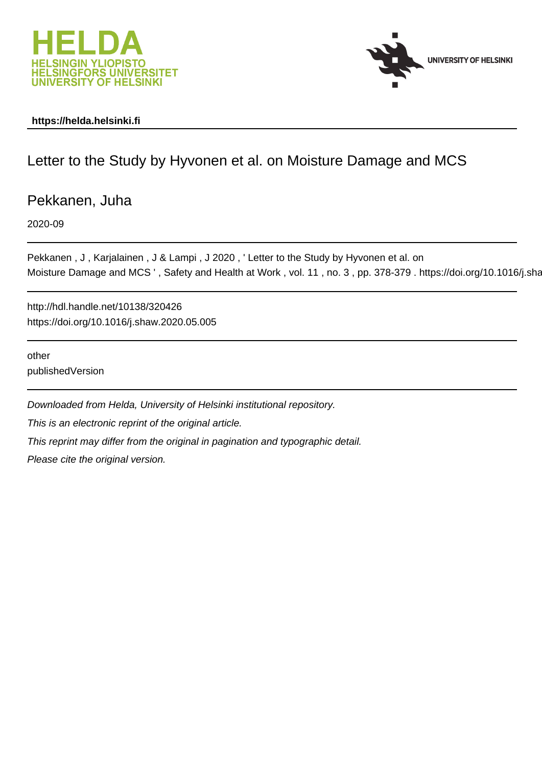https://helda.helsinki.fi

# Letter to the Study by Hyvonen et al. on Moisture Damage and MCS

Pekkanen, Juha

2020-09

Pekkanen , J , Karjalainen , J & Lampi , J 2020 , ' Letter to the Study by Hyvonen et al. on Moisture Damage and MCS ' , Safety and Health at Work , vol. 11 , no. 3 , pp. 378-379 . https://doi.org/10.1016/j.sha

http://hdl.handle.net/10138/320426
https://doi.org/10.1016/j.shaw.2020.05.005

other
publishedVersion

*Downloaded from Helda, University of Helsinki institutional repository.*

*This is an electronic reprint of the original article.*

*This reprint may differ from the original in pagination and typographic detail.*

*Please cite the original version.*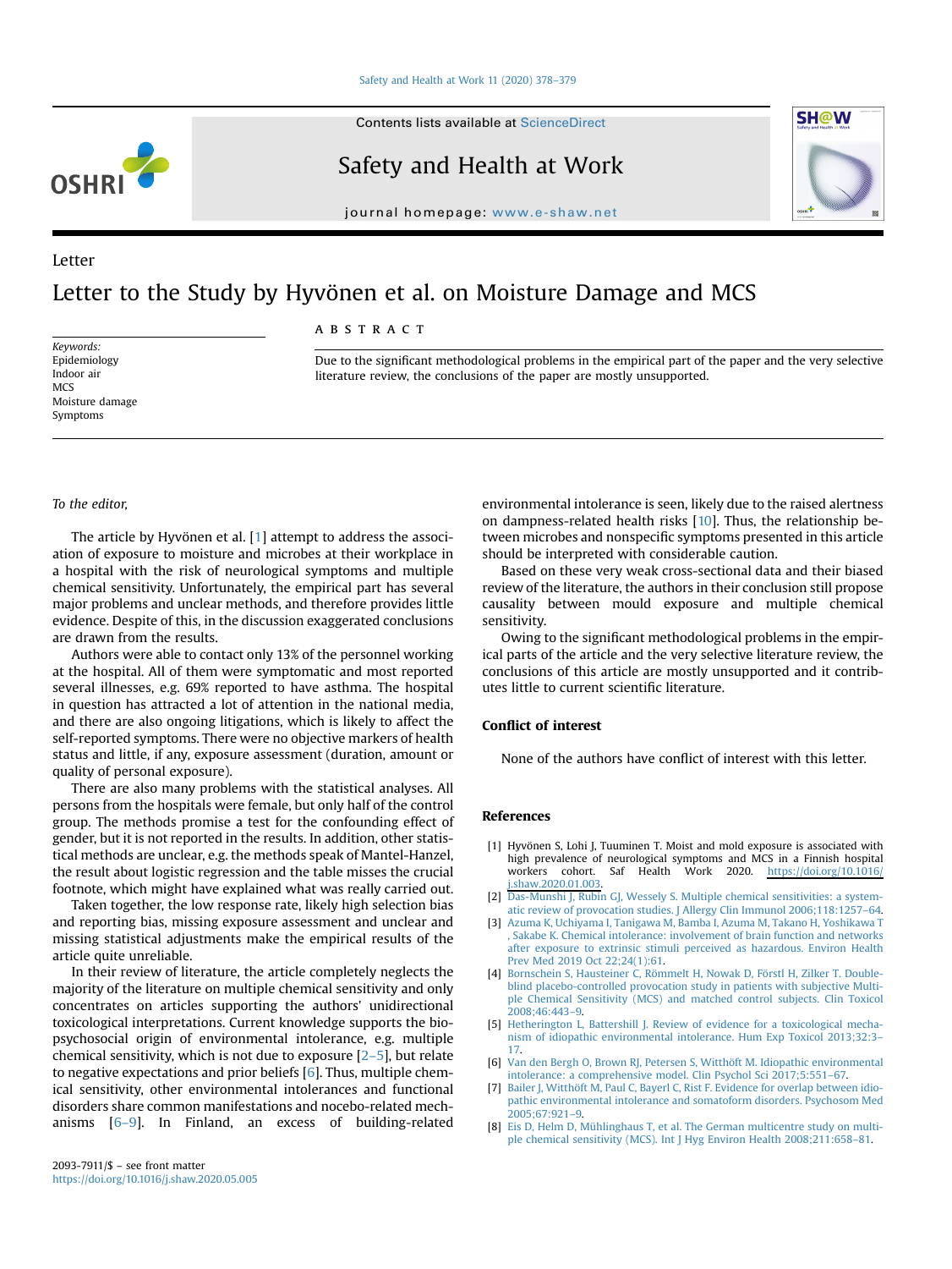Letter

# Letter to the Study by Hyvönen et al. on Moisture Damage and MCS

Keywords:
Epidemiology
Indoor air
MCS
Moisture damage
Symptoms

## A B S T R A C T

Due to the significant methodological problems in the empirical part of the paper and the very selective literature review, the conclusions of the paper are mostly unsupported.

*To the editor,*

The article by Hyvönen et al. [1] attempt to address the association of exposure to moisture and microbes at their workplace in a hospital with the risk of neurological symptoms and multiple chemical sensitivity. Unfortunately, the empirical part has several major problems and unclear methods, and therefore provides little evidence. Despite of this, in the discussion exaggerated conclusions are drawn from the results.

Authors were able to contact only 13% of the personnel working at the hospital. All of them were symptomatic and most reported several illnesses, e.g. 69% reported to have asthma. The hospital in question has attracted a lot of attention in the national media, and there are also ongoing litigations, which is likely to affect the self-reported symptoms. There were no objective markers of health status and little, if any, exposure assessment (duration, amount or quality of personal exposure).

There are also many problems with the statistical analyses. All persons from the hospitals were female, but only half of the control group. The methods promise a test for the confounding effect of gender, but it is not reported in the results. In addition, other statistical methods are unclear, e.g. the methods speak of Mantel-Hanzel, the result about logistic regression and the table misses the crucial footnote, which might have explained what was really carried out.

Taken together, the low response rate, likely high selection bias and reporting bias, missing exposure assessment and unclear and missing statistical adjustments make the empirical results of the article quite unreliable.

In their review of literature, the article completely neglects the majority of the literature on multiple chemical sensitivity and only concentrates on articles supporting the authors' unidirectional toxicological interpretations. Current knowledge supports the biopsychosocial origin of environmental intolerance, e.g. multiple chemical sensitivity, which is not due to exposure [2–5], but relate to negative expectations and prior beliefs [6]. Thus, multiple chemical sensitivity, other environmental intolerances and functional disorders share common manifestations and nocebo-related mechanisms [6–9]. In Finland, an excess of building-related environmental intolerance is seen, likely due to the raised alertness on dampness-related health risks [10]. Thus, the relationship between microbes and nonspecific symptoms presented in this article should be interpreted with considerable caution.

Based on these very weak cross-sectional data and their biased review of the literature, the authors in their conclusion still propose causality between mould exposure and multiple chemical sensitivity.

Owing to the significant methodological problems in the empirical parts of the article and the very selective literature review, the conclusions of this article are mostly unsupported and it contributes little to current scientific literature.

## Conflict of interest

None of the authors have conflict of interest with this letter.

## References

[1] Hyvönen S, Lohi J, Tuuminen T. Moist and mold exposure is associated with high prevalence of neurological symptoms and MCS in a Finnish hospital workers cohort. Saf Health Work 2020. https://doi.org/10.1016/j.shaw.2020.01.003.

[2] Das-Munshi J, Rubin GJ, Wessely S. Multiple chemical sensitivities: a systematic review of provocation studies. J Allergy Clin Immunol 2006;118:1257–64.

[3] Azuma K, Uchiyama I, Tanigawa M, Bamba I, Azuma M, Takano H, Yoshikawa T, Sakabe K. Chemical intolerance: involvement of brain function and networks after exposure to extrinsic stimuli perceived as hazardous. Environ Health Prev Med 2019 Oct 22;24(1):61.

[4] Bornschein S, Hausteiner C, Römmelt H, Nowak D, Förstl H, Zilker T. Double-blind placebo-controlled provocation study in patients with subjective Multiple Chemical Sensitivity (MCS) and matched control subjects. Clin Toxicol 2008;46:443–9.

[5] Hetherington L, Battershill J. Review of evidence for a toxicological mechanism of idiopathic environmental intolerance. Hum Exp Toxicol 2013;32:3–17.

[6] Van den Bergh O, Brown RJ, Petersen S, Witthöft M. Idiopathic environmental intolerance: a comprehensive model. Clin Psychol Sci 2017;5:551–67.

[7] Bailer J, Witthöft M, Paul C, Bayerl C, Rist F. Evidence for overlap between idiopathic environmental intolerance and somatoform disorders. Psychosom Med 2005;67:921–9.

[8] Eis D, Helm D, Mühlinghaus T, et al. The German multicentre study on multiple chemical sensitivity (MCS). Int J Hyg Environ Health 2008;211:658–81.

2093-7911/$ – see front matter
https://doi.org/10.1016/j.shaw.2020.05.005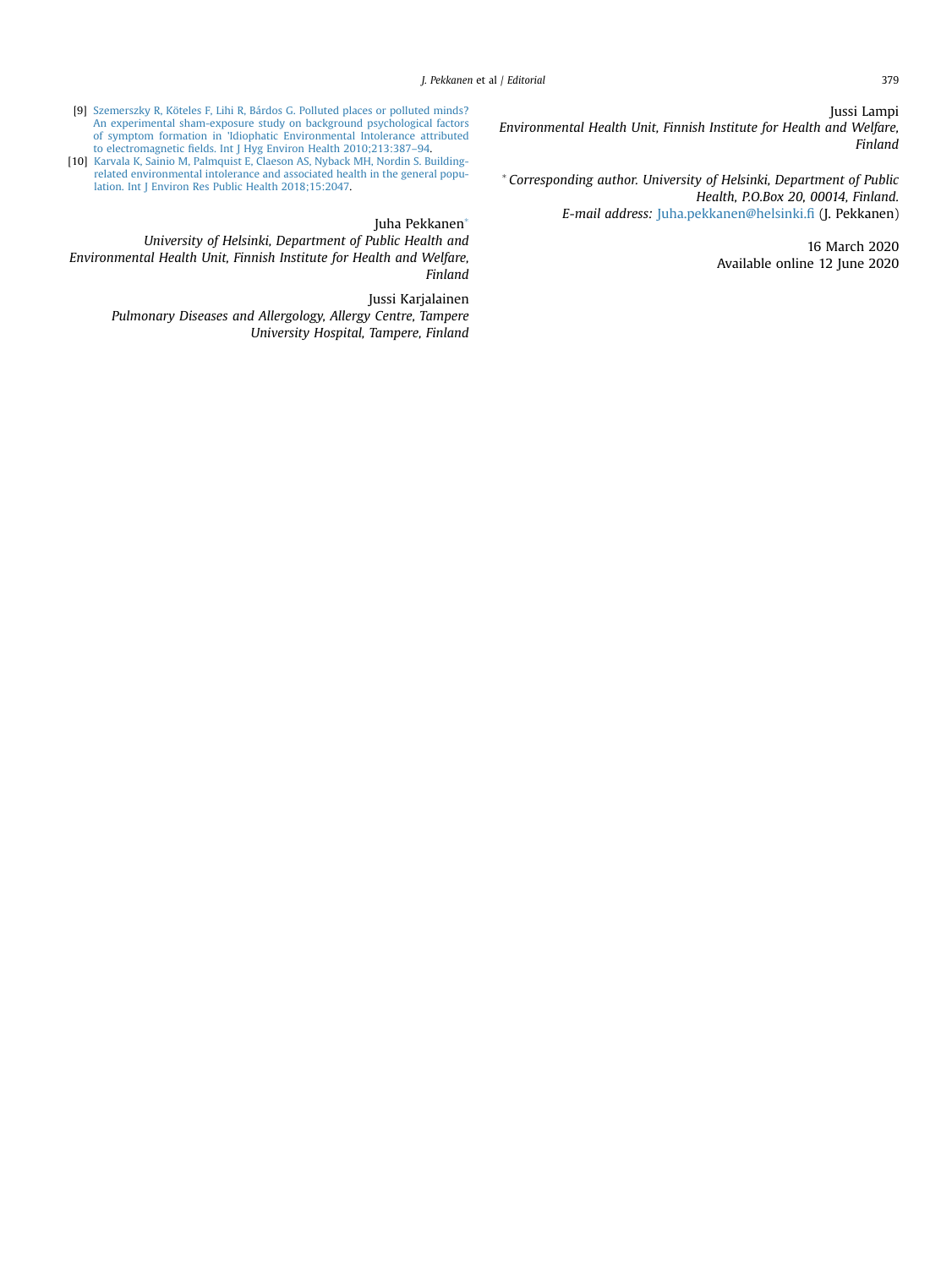[9] Szemerszky R, Köteles F, Lihi R, Bárdos G. Polluted places or polluted minds? An experimental sham-exposure study on background psychological factors of symptom formation in 'Idiophatic Environmental Intolerance attributed to electromagnetic fields. Int J Hyg Environ Health 2010;213:387–94.

[10] Karvala K, Sainio M, Palmquist E, Claeson AS, Nyback MH, Nordin S. Building-related environmental intolerance and associated health in the general population. Int J Environ Res Public Health 2018;15:2047.

Juha Pekkanen*
*University of Helsinki, Department of Public Health and Environmental Health Unit, Finnish Institute for Health and Welfare, Finland*

Jussi Karjalainen
*Pulmonary Diseases and Allergology, Allergy Centre, Tampere University Hospital, Tampere, Finland*

Jussi Lampi
*Environmental Health Unit, Finnish Institute for Health and Welfare, Finland*

\* *Corresponding author. University of Helsinki, Department of Public Health, P.O.Box 20, 00014, Finland.*
*E-mail address:* Juha.pekkanen@helsinki.fi (J. Pekkanen)

16 March 2020
Available online 12 June 2020